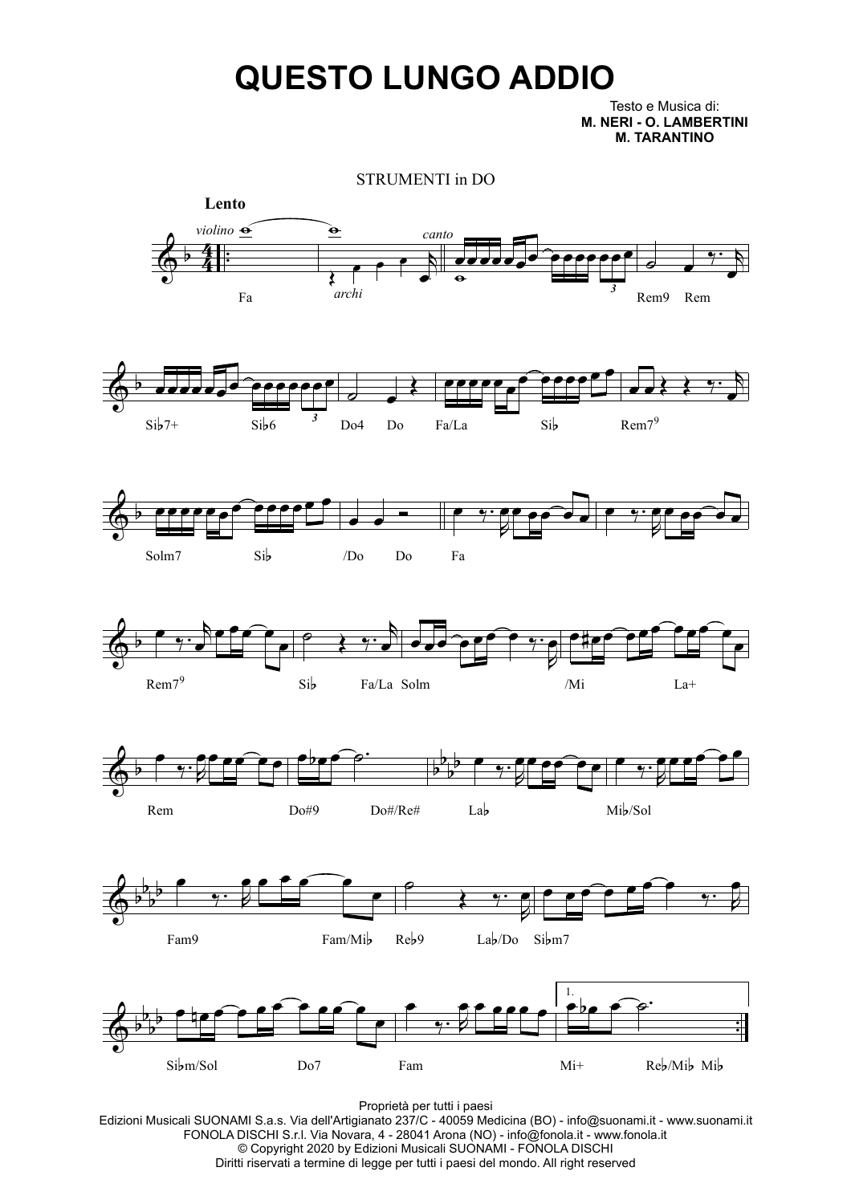# QUESTO LUNGO ADDIO

Testo e Musica di:
**M. NERI - O. LAMBERTINI**
**M. TARANTINO**

STRUMENTI in DO

**Lento**

*violino* — *archi* — *canto*

Fa | Rem9 Rem

Si♭7+ | Si♭6 | Do4 Do | Fa/La | Si♭ | Rem7[9]

Solm7 | Si♭ | /Do Do | Fa

Rem7[9] | Si♭ | Fa/La Solm | /Mi | La+

Rem | Do#9 | Do#/Re# | La♭ | Mi♭/Sol

Fam9 | Fam/Mi♭ | Re♭9 | La♭/Do | Si♭m7

Si♭m/Sol | Do7 | Fam | 1. Mi+ | Re♭/Mi♭ Mi♭

Proprietà per tutti i paesi
Edizioni Musicali SUONAMI S.a.s. Via dell'Artigianato 237/C - 40059 Medicina (BO) - info@suonami.it - www.suonami.it
FONOLA DISCHI S.r.l. Via Novara, 4 - 28041 Arona (NO) - info@fonola.it - www.fonola.it
© Copyright 2020 by Edizioni Musicali SUONAMI - FONOLA DISCHI
Diritti riservati a termine di legge per tutti i paesi del mondo. All right reserved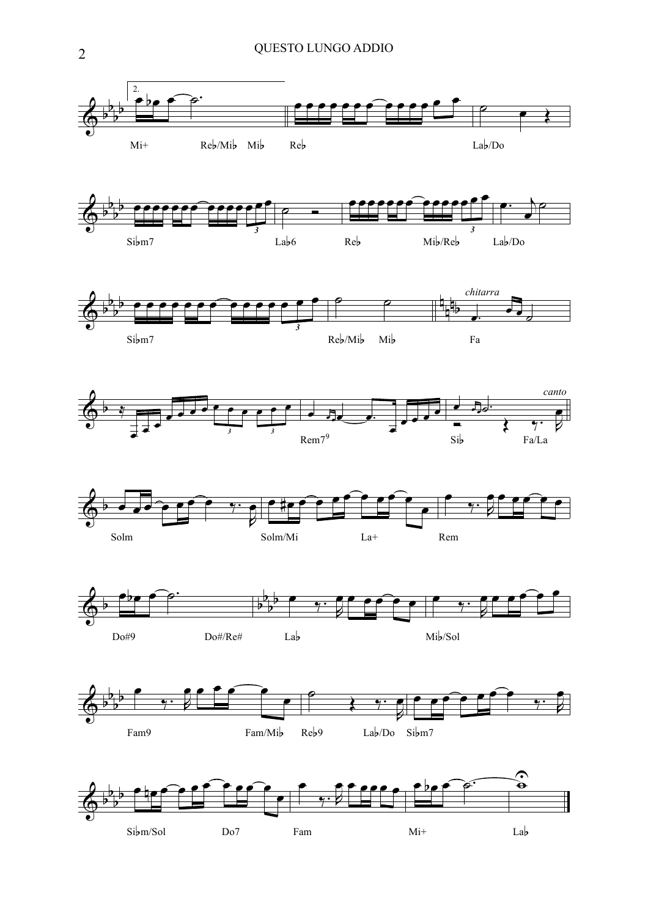2.

Mi+ Re♭/Mi♭ Mi♭ Re♭ La♭/Do

Si♭m7 La♭6 Re♭ Mi♭/Re♭ La♭/Do

Si♭m7 Re♭/Mi♭ Mi♭ *chitarra* Fa

Rem7$^{9}$ Si♭ Fa/La *canto*

Solm Solm/Mi La+ Rem

Do#9 Do#/Re# La♭ Mi♭/Sol

Fam9 Fam/Mi♭ Re♭9 La♭/Do Si♭m7

Si♭m/Sol Do7 Fam Mi+ La♭